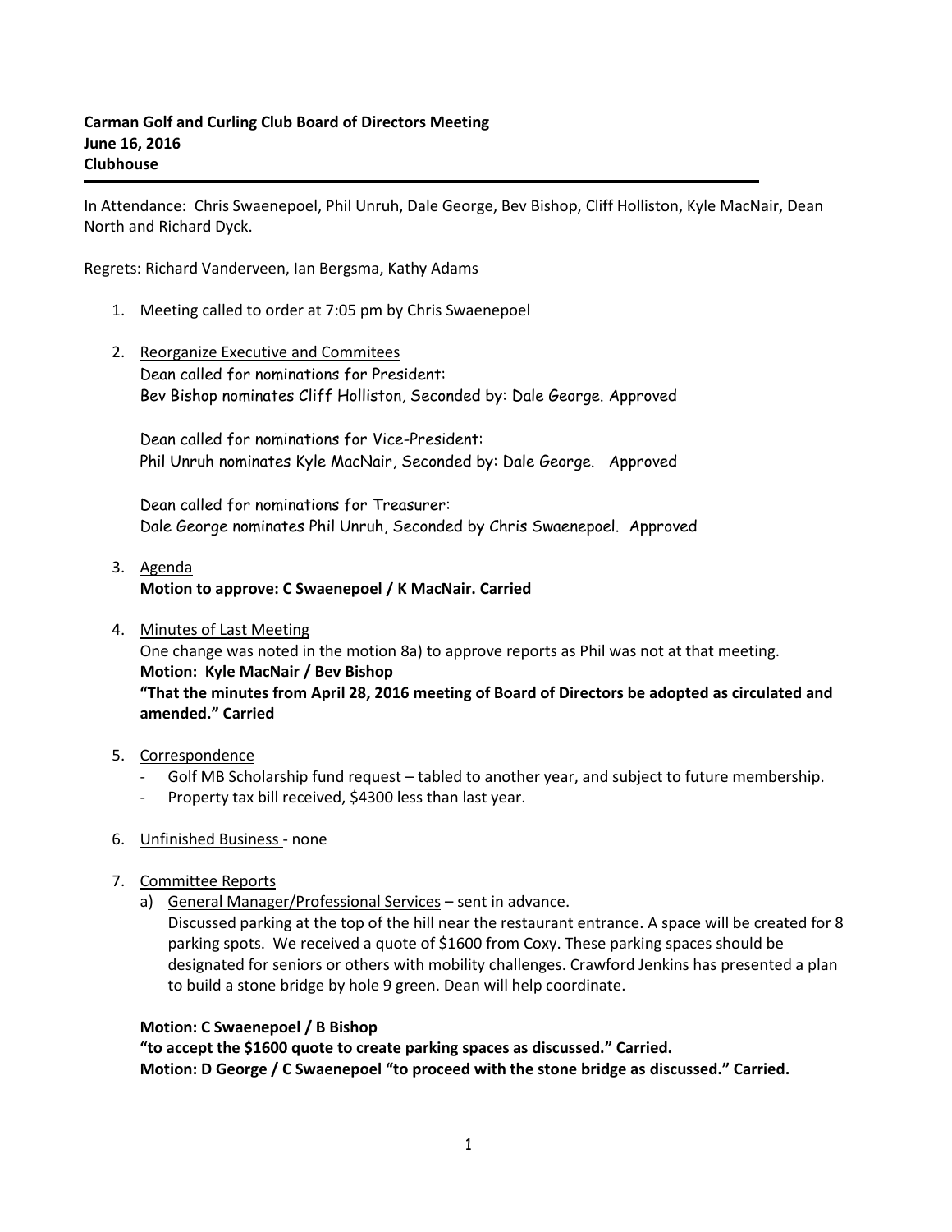**Carman Golf and Curling Club Board of Directors Meeting**
**June 16, 2016**
**Clubhouse**

---

In Attendance: Chris Swaenepoel, Phil Unruh, Dale George, Bev Bishop, Cliff Holliston, Kyle MacNair, Dean North and Richard Dyck.

Regrets: Richard Vanderveen, Ian Bergsma, Kathy Adams

1. Meeting called to order at 7:05 pm by Chris Swaenepoel

2. Reorganize Executive and Commitees
   Dean called for nominations for President:
   Bev Bishop nominates Cliff Holliston, Seconded by: Dale George. Approved

   Dean called for nominations for Vice-President:
   Phil Unruh nominates Kyle MacNair, Seconded by: Dale George. Approved

   Dean called for nominations for Treasurer:
   Dale George nominates Phil Unruh, Seconded by Chris Swaenepoel. Approved

3. Agenda
   **Motion to approve: C Swaenepoel / K MacNair. Carried**

4. Minutes of Last Meeting
   One change was noted in the motion 8a) to approve reports as Phil was not at that meeting.
   **Motion: Kyle MacNair / Bev Bishop**
   **"That the minutes from April 28, 2016 meeting of Board of Directors be adopted as circulated and amended." Carried**

5. Correspondence
   - Golf MB Scholarship fund request – tabled to another year, and subject to future membership.
   - Property tax bill received, $4300 less than last year.

6. Unfinished Business - none

7. Committee Reports
   a) General Manager/Professional Services – sent in advance.
      Discussed parking at the top of the hill near the restaurant entrance. A space will be created for 8 parking spots. We received a quote of $1600 from Coxy. These parking spaces should be designated for seniors or others with mobility challenges. Crawford Jenkins has presented a plan to build a stone bridge by hole 9 green. Dean will help coordinate.

   **Motion: C Swaenepoel / B Bishop**
   **"to accept the $1600 quote to create parking spaces as discussed." Carried.**
   **Motion: D George / C Swaenepoel "to proceed with the stone bridge as discussed." Carried.**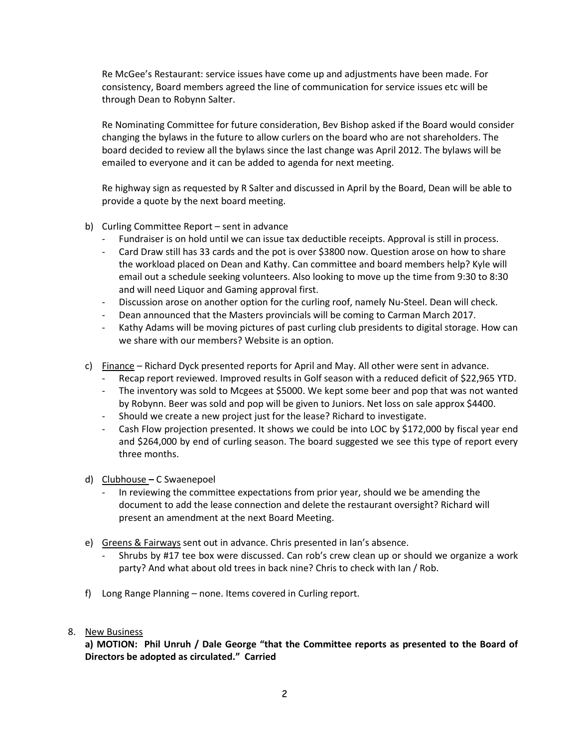Re McGee's Restaurant: service issues have come up and adjustments have been made. For consistency, Board members agreed the line of communication for service issues etc will be through Dean to Robynn Salter.

Re Nominating Committee for future consideration, Bev Bishop asked if the Board would consider changing the bylaws in the future to allow curlers on the board who are not shareholders. The board decided to review all the bylaws since the last change was April 2012. The bylaws will be emailed to everyone and it can be added to agenda for next meeting.

Re highway sign as requested by R Salter and discussed in April by the Board, Dean will be able to provide a quote by the next board meeting.

b) Curling Committee Report – sent in advance
   - Fundraiser is on hold until we can issue tax deductible receipts. Approval is still in process.
   - Card Draw still has 33 cards and the pot is over $3800 now. Question arose on how to share the workload placed on Dean and Kathy. Can committee and board members help? Kyle will email out a schedule seeking volunteers. Also looking to move up the time from 9:30 to 8:30 and will need Liquor and Gaming approval first.
   - Discussion arose on another option for the curling roof, namely Nu-Steel. Dean will check.
   - Dean announced that the Masters provincials will be coming to Carman March 2017.
   - Kathy Adams will be moving pictures of past curling club presidents to digital storage. How can we share with our members? Website is an option.

c) <u>Finance</u> – Richard Dyck presented reports for April and May. All other were sent in advance.
   - Recap report reviewed. Improved results in Golf season with a reduced deficit of $22,965 YTD.
   - The inventory was sold to Mcgees at $5000. We kept some beer and pop that was not wanted by Robynn. Beer was sold and pop will be given to Juniors. Net loss on sale approx $4400.
   - Should we create a new project just for the lease? Richard to investigate.
   - Cash Flow projection presented. It shows we could be into LOC by $172,000 by fiscal year end and $264,000 by end of curling season. The board suggested we see this type of report every three months.

d) <u>Clubhouse</u> **–** C Swaenepoel
   - In reviewing the committee expectations from prior year, should we be amending the document to add the lease connection and delete the restaurant oversight? Richard will present an amendment at the next Board Meeting.

e) <u>Greens & Fairways</u> sent out in advance. Chris presented in Ian's absence.
   - Shrubs by #17 tee box were discussed. Can rob's crew clean up or should we organize a work party? And what about old trees in back nine? Chris to check with Ian / Rob.

f) Long Range Planning – none. Items covered in Curling report.

8. <u>New Business</u>

**a) MOTION: Phil Unruh / Dale George "that the Committee reports as presented to the Board of Directors be adopted as circulated." Carried**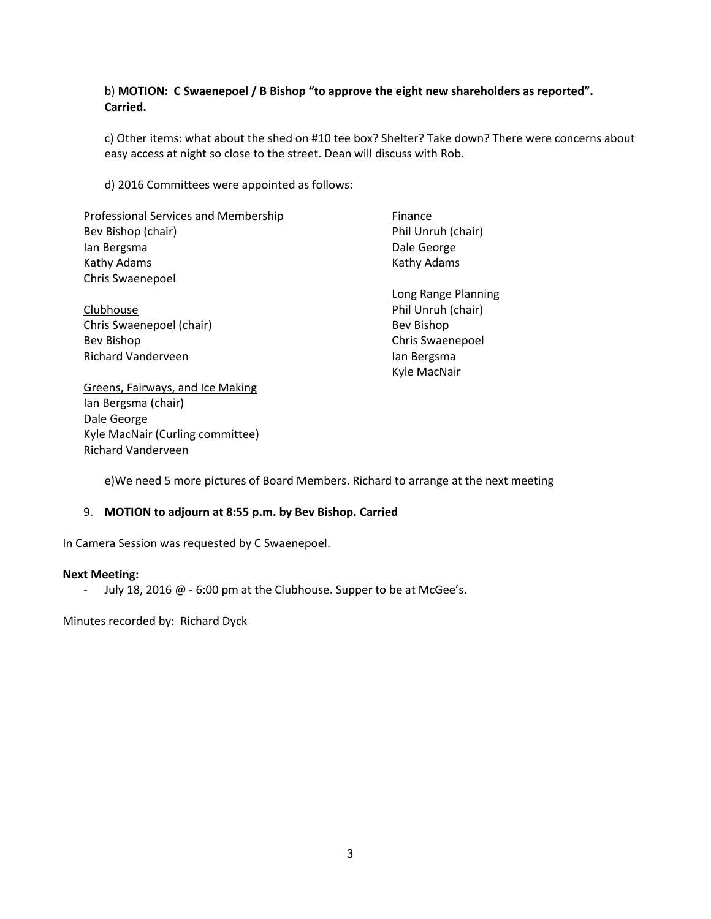b) **MOTION: C Swaenepoel / B Bishop "to approve the eight new shareholders as reported". Carried.**

c) Other items: what about the shed on #10 tee box? Shelter? Take down? There were concerns about easy access at night so close to the street. Dean will discuss with Rob.

d) 2016 Committees were appointed as follows:

<u>Professional Services and Membership</u>
Bev Bishop (chair)
Ian Bergsma
Kathy Adams
Chris Swaenepoel

<u>Clubhouse</u>
Chris Swaenepoel (chair)
Bev Bishop
Richard Vanderveen

<u>Greens, Fairways, and Ice Making</u>
Ian Bergsma (chair)
Dale George
Kyle MacNair (Curling committee)
Richard Vanderveen

<u>Finance</u>
Phil Unruh (chair)
Dale George
Kathy Adams

<u>Long Range Planning</u>
Phil Unruh (chair)
Bev Bishop
Chris Swaenepoel
Ian Bergsma
Kyle MacNair

e)We need 5 more pictures of Board Members. Richard to arrange at the next meeting

9. **MOTION to adjourn at 8:55 p.m. by Bev Bishop. Carried**

In Camera Session was requested by C Swaenepoel.

**Next Meeting:**

- July 18, 2016 @ - 6:00 pm at the Clubhouse. Supper to be at McGee's.

Minutes recorded by: Richard Dyck